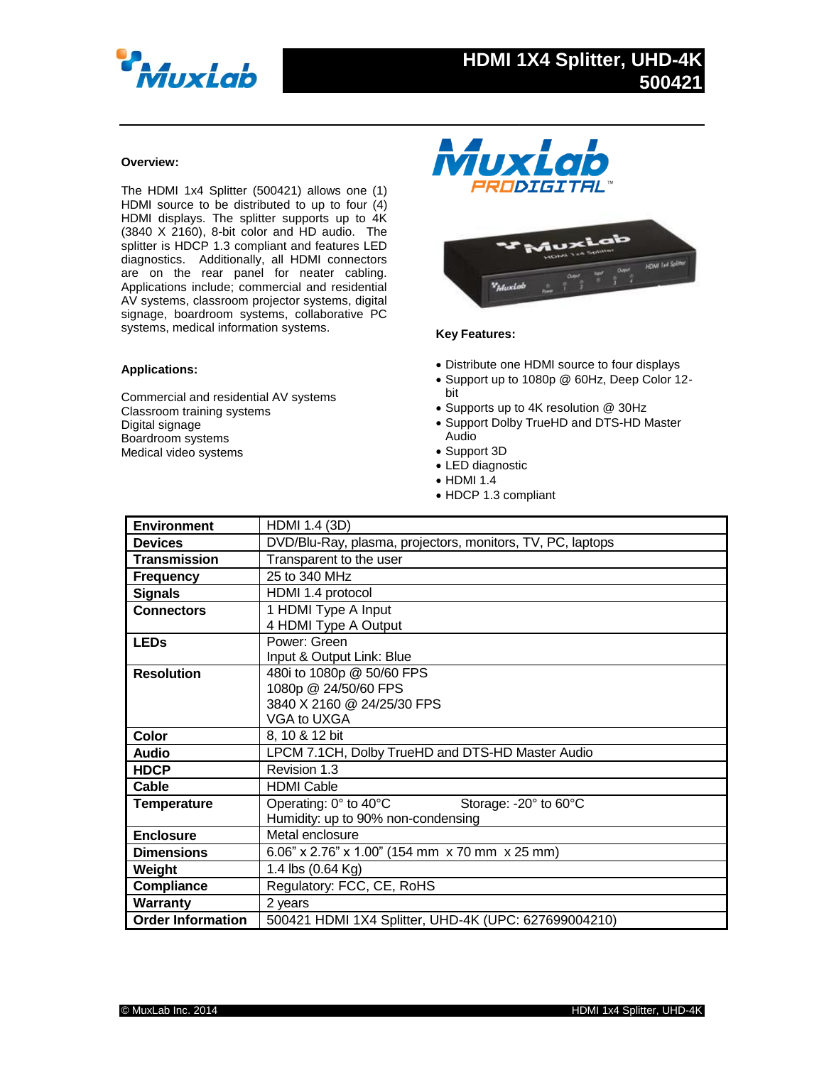# HDMI 1X4 Splitter, UHD-4K 500421

### Overview:

The HDMI 1x4 Splitter (500421) allows one (1) HDMI source to be distributed to up to four (4) HDMI displays. The splitter supports up to 4K (3840 X 2160), 8-bit color and HD audio. The splitter is HDCP 1.3 compliant and features LED diagnostics. Additionally, all HDMI connectors are on the rear panel for neater cabling. Applications include; commercial and residential AV systems, classroom projector systems, digital signage, boardroom systems, collaborative PC systems, medical information systems.

### Applications:

Commercial and residential AV systems
Classroom training systems
Digital signage
Boardroom systems
Medical video systems

### Key Features:

- Distribute one HDMI source to four displays
- Support up to 1080p @ 60Hz, Deep Color 12-bit
- Supports up to 4K resolution @ 30Hz
- Support Dolby TrueHD and DTS-HD Master Audio
- Support 3D
- LED diagnostic
- HDMI 1.4
- HDCP 1.3 compliant

| | |
|---|---|
| **Environment** | HDMI 1.4 (3D) |
| **Devices** | DVD/Blu-Ray, plasma, projectors, monitors, TV, PC, laptops |
| **Transmission** | Transparent to the user |
| **Frequency** | 25 to 340 MHz |
| **Signals** | HDMI 1.4 protocol |
| **Connectors** | 1 HDMI Type A Input<br>4 HDMI Type A Output |
| **LEDs** | Power: Green<br>Input & Output Link: Blue |
| **Resolution** | 480i to 1080p @ 50/60 FPS<br>1080p @ 24/50/60 FPS<br>3840 X 2160 @ 24/25/30 FPS<br>VGA to UXGA |
| **Color** | 8, 10 & 12 bit |
| **Audio** | LPCM 7.1CH, Dolby TrueHD and DTS-HD Master Audio |
| **HDCP** | Revision 1.3 |
| **Cable** | HDMI Cable |
| **Temperature** | Operating: 0° to 40°C Storage: -20° to 60°C<br>Humidity: up to 90% non-condensing |
| **Enclosure** | Metal enclosure |
| **Dimensions** | 6.06" x 2.76" x 1.00" (154 mm x 70 mm x 25 mm) |
| **Weight** | 1.4 lbs (0.64 Kg) |
| **Compliance** | Regulatory: FCC, CE, RoHS |
| **Warranty** | 2 years |
| **Order Information** | 500421 HDMI 1X4 Splitter, UHD-4K (UPC: 627699004210) |

© MuxLab Inc. 2014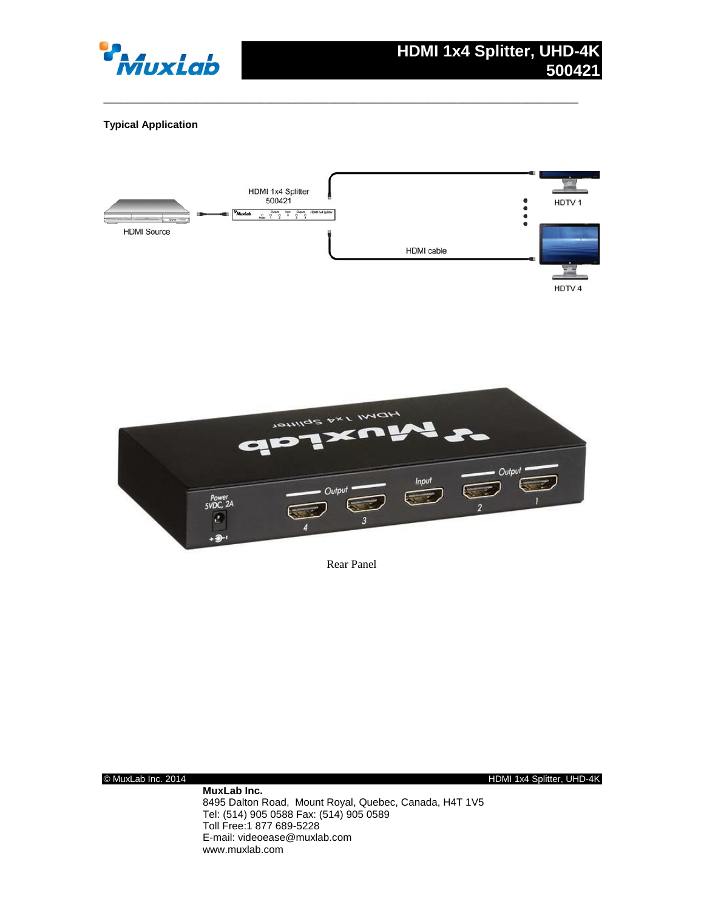### Typical Application

HDMI 1x4 Splitter
500421

HDMI Source

HDTV 1

HDMI cable

HDTV 4

Rear Panel

**MuxLab Inc.**
8495 Dalton Road, Mount Royal, Quebec, Canada, H4T 1V5
Tel: (514) 905 0588 Fax: (514) 905 0589
Toll Free:1 877 689-5228
E-mail: videoease@muxlab.com
www.muxlab.com